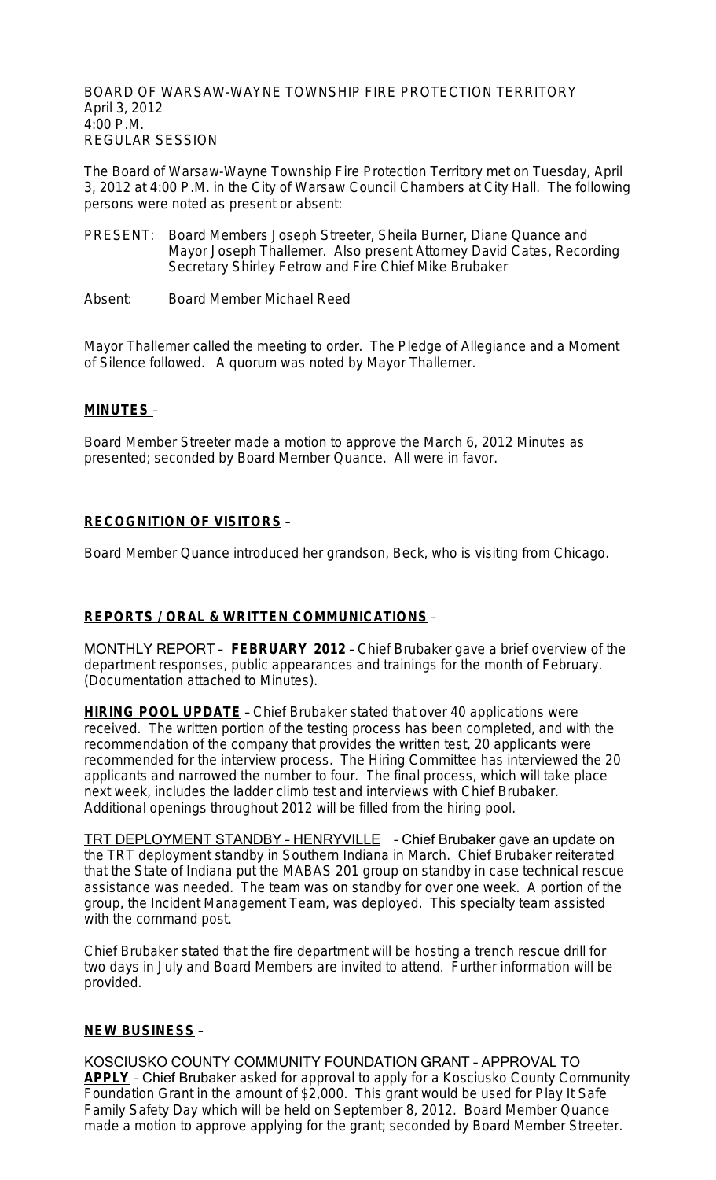BOARD OF WARSAW-WAYNE TOWNSHIP FIRE PROTECTION TERRITORY
April 3, 2012
4:00 P.M.
REGULAR SESSION

The Board of Warsaw-Wayne Township Fire Protection Territory met on Tuesday, April 3, 2012 at 4:00 P.M. in the City of Warsaw Council Chambers at City Hall. The following persons were noted as present or absent:

PRESENT: Board Members Joseph Streeter, Sheila Burner, Diane Quance and Mayor Joseph Thallemer. Also present Attorney David Cates, Recording Secretary Shirley Fetrow and Fire Chief Mike Brubaker

Absent: Board Member Michael Reed

Mayor Thallemer called the meeting to order. The Pledge of Allegiance and a Moment of Silence followed. A quorum was noted by Mayor Thallemer.

**MINUTES** –

Board Member Streeter made a motion to approve the March 6, 2012 Minutes as presented; seconded by Board Member Quance. All were in favor.

**RECOGNITION OF VISITORS** –

Board Member Quance introduced her grandson, Beck, who is visiting from Chicago.

**REPORTS / ORAL & WRITTEN COMMUNICATIONS** –

MONTHLY REPORT – **FEBRUARY 2012** – Chief Brubaker gave a brief overview of the department responses, public appearances and trainings for the month of February. (Documentation attached to Minutes).

**HIRING POOL UPDATE** – Chief Brubaker stated that over 40 applications were received. The written portion of the testing process has been completed, and with the recommendation of the company that provides the written test, 20 applicants were recommended for the interview process. The Hiring Committee has interviewed the 20 applicants and narrowed the number to four. The final process, which will take place next week, includes the ladder climb test and interviews with Chief Brubaker. Additional openings throughout 2012 will be filled from the hiring pool.

TRT DEPLOYMENT STANDBY – HENRYVILLE – Chief Brubaker gave an update on the TRT deployment standby in Southern Indiana in March. Chief Brubaker reiterated that the State of Indiana put the MABAS 201 group on standby in case technical rescue assistance was needed. The team was on standby for over one week. A portion of the group, the Incident Management Team, was deployed. This specialty team assisted with the command post.

Chief Brubaker stated that the fire department will be hosting a trench rescue drill for two days in July and Board Members are invited to attend. Further information will be provided.

**NEW BUSINESS** –

KOSCIUSKO COUNTY COMMUNITY FOUNDATION GRANT – APPROVAL TO **APPLY** – Chief Brubaker asked for approval to apply for a Kosciusko County Community Foundation Grant in the amount of $2,000. This grant would be used for Play It Safe Family Safety Day which will be held on September 8, 2012. Board Member Quance made a motion to approve applying for the grant; seconded by Board Member Streeter.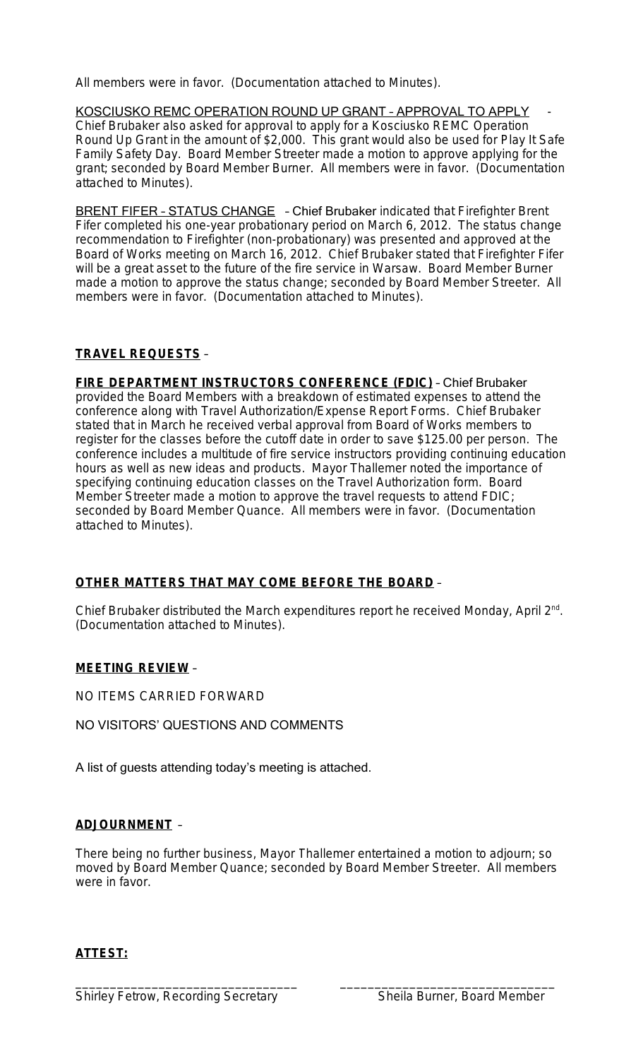All members were in favor. (Documentation attached to Minutes).

KOSCIUSKO REMC OPERATION ROUND UP GRANT – APPROVAL TO APPLY - Chief Brubaker also asked for approval to apply for a Kosciusko REMC Operation Round Up Grant in the amount of $2,000. This grant would also be used for Play It Safe Family Safety Day. Board Member Streeter made a motion to approve applying for the grant; seconded by Board Member Burner. All members were in favor. (Documentation attached to Minutes).

BRENT FIFER – STATUS CHANGE – Chief Brubaker indicated that Firefighter Brent Fifer completed his one-year probationary period on March 6, 2012. The status change recommendation to Firefighter (non-probationary) was presented and approved at the Board of Works meeting on March 16, 2012. Chief Brubaker stated that Firefighter Fifer will be a great asset to the future of the fire service in Warsaw. Board Member Burner made a motion to approve the status change; seconded by Board Member Streeter. All members were in favor. (Documentation attached to Minutes).

**TRAVEL REQUESTS** –

**FIRE DEPARTMENT INSTRUCTORS CONFERENCE (FDIC)** – Chief Brubaker provided the Board Members with a breakdown of estimated expenses to attend the conference along with Travel Authorization/Expense Report Forms. Chief Brubaker stated that in March he received verbal approval from Board of Works members to register for the classes before the cutoff date in order to save $125.00 per person. The conference includes a multitude of fire service instructors providing continuing education hours as well as new ideas and products. Mayor Thallemer noted the importance of specifying continuing education classes on the Travel Authorization form. Board Member Streeter made a motion to approve the travel requests to attend FDIC; seconded by Board Member Quance. All members were in favor. (Documentation attached to Minutes).

**OTHER MATTERS THAT MAY COME BEFORE THE BOARD** –

Chief Brubaker distributed the March expenditures report he received Monday, April 2nd. (Documentation attached to Minutes).

**MEETING REVIEW** –

NO ITEMS CARRIED FORWARD

NO VISITORS' QUESTIONS AND COMMENTS

A list of guests attending today's meeting is attached.

**ADJOURNMENT** –

There being no further business, Mayor Thallemer entertained a motion to adjourn; so moved by Board Member Quance; seconded by Board Member Streeter. All members were in favor.

**ATTEST:**

\_\_\_\_\_\_\_\_\_\_\_\_\_\_\_\_\_\_\_\_\_\_\_\_\_\_\_\_\_\_\_\_ \_\_\_\_\_\_\_\_\_\_\_\_\_\_\_\_\_\_\_\_\_\_\_\_\_\_\_\_\_\_\_\_
Shirley Fetrow, Recording Secretary Sheila Burner, Board Member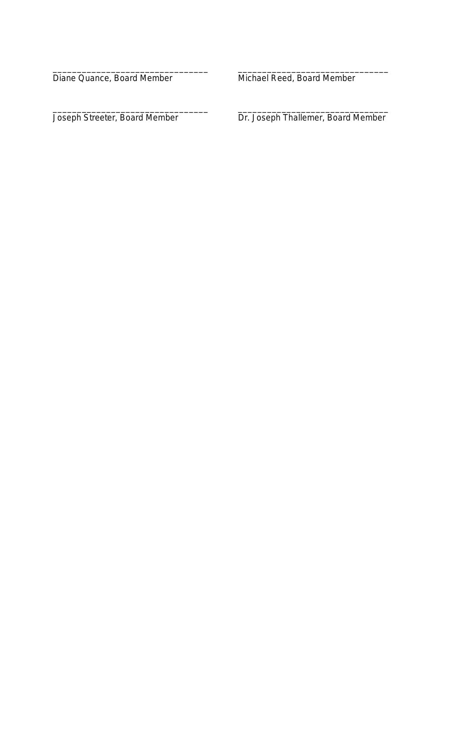_______________________________
Diane Quance, Board Member

_______________________________
Michael Reed, Board Member

_______________________________
Joseph Streeter, Board Member

_______________________________
Dr. Joseph Thallemer, Board Member